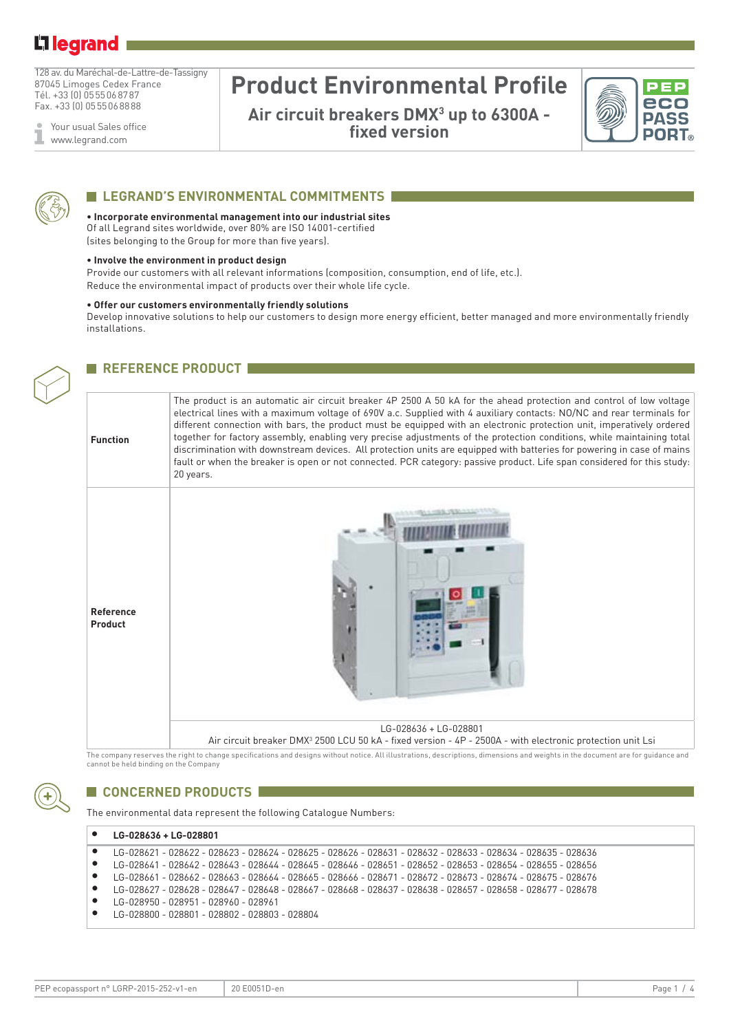128 av. du Maréchal-de-Lattre-de-Tassigny
87045 Limoges Cedex France
Tél. +33 (0) 05 55 06 87 87
Fax. +33 (0) 05 55 06 88 88

Your usual Sales office
www.legrand.com

# Product Environmental Profile

## Air circuit breakers DMX³ up to 6300A - fixed version

## LEGRAND'S ENVIRONMENTAL COMMITMENTS

**• Incorporate environmental management into our industrial sites**
Of all Legrand sites worldwide, over 80% are ISO 14001-certified
(sites belonging to the Group for more than five years).

**• Involve the environment in product design**
Provide our customers with all relevant informations (composition, consumption, end of life, etc.).
Reduce the environmental impact of products over their whole life cycle.

**• Offer our customers environmentally friendly solutions**
Develop innovative solutions to help our customers to design more energy efficient, better managed and more environmentally friendly installations.

## REFERENCE PRODUCT

| | |
|---|---|
| **Function** | The product is an automatic air circuit breaker 4P 2500 A 50 kA for the ahead protection and control of low voltage electrical lines with a maximum voltage of 690V a.c. Supplied with 4 auxiliary contacts: NO/NC and rear terminals for different connection with bars, the product must be equipped with an electronic protection unit, imperatively ordered together for factory assembly, enabling very precise adjustments of the protection conditions, while maintaining total discrimination with downstream devices. All protection units are equipped with batteries for powering in case of mains fault or when the breaker is open or not connected. PCR category: passive product. Life span considered for this study: 20 years. |
| **Reference Product** | LG-028636 + LG-028801<br>Air circuit breaker DMX³ 2500 LCU 50 kA - fixed version - 4P - 2500A - with electronic protection unit Lsi |

The company reserves the right to change specifications and designs without notice. All illustrations, descriptions, dimensions and weights in the document are for guidance and cannot be held binding on the Company

## CONCERNED PRODUCTS

The environmental data represent the following Catalogue Numbers:

- **LG-028636 + LG-028801**

- LG-028621 - 028622 - 028623 - 028624 - 028625 - 028626 - 028631 - 028632 - 028633 - 028634 - 028635 - 028636
- LG-028641 - 028642 - 028643 - 028644 - 028645 - 028646 - 028651 - 028652 - 028653 - 028654 - 028655 - 028656
- LG-028661 - 028662 - 028663 - 028664 - 028665 - 028666 - 028671 - 028672 - 028673 - 028674 - 028675 - 028676
- LG-028627 - 028628 - 028647 - 028648 - 028667 - 028668 - 028637 - 028638 - 028657 - 028658 - 028677 - 028678
- LG-028950 - 028951 - 028960 - 028961
- LG-028800 - 028801 - 028802 - 028803 - 028804

PEP ecopassport n° LGRP-2015-252-v1-en | 20 E0051D-en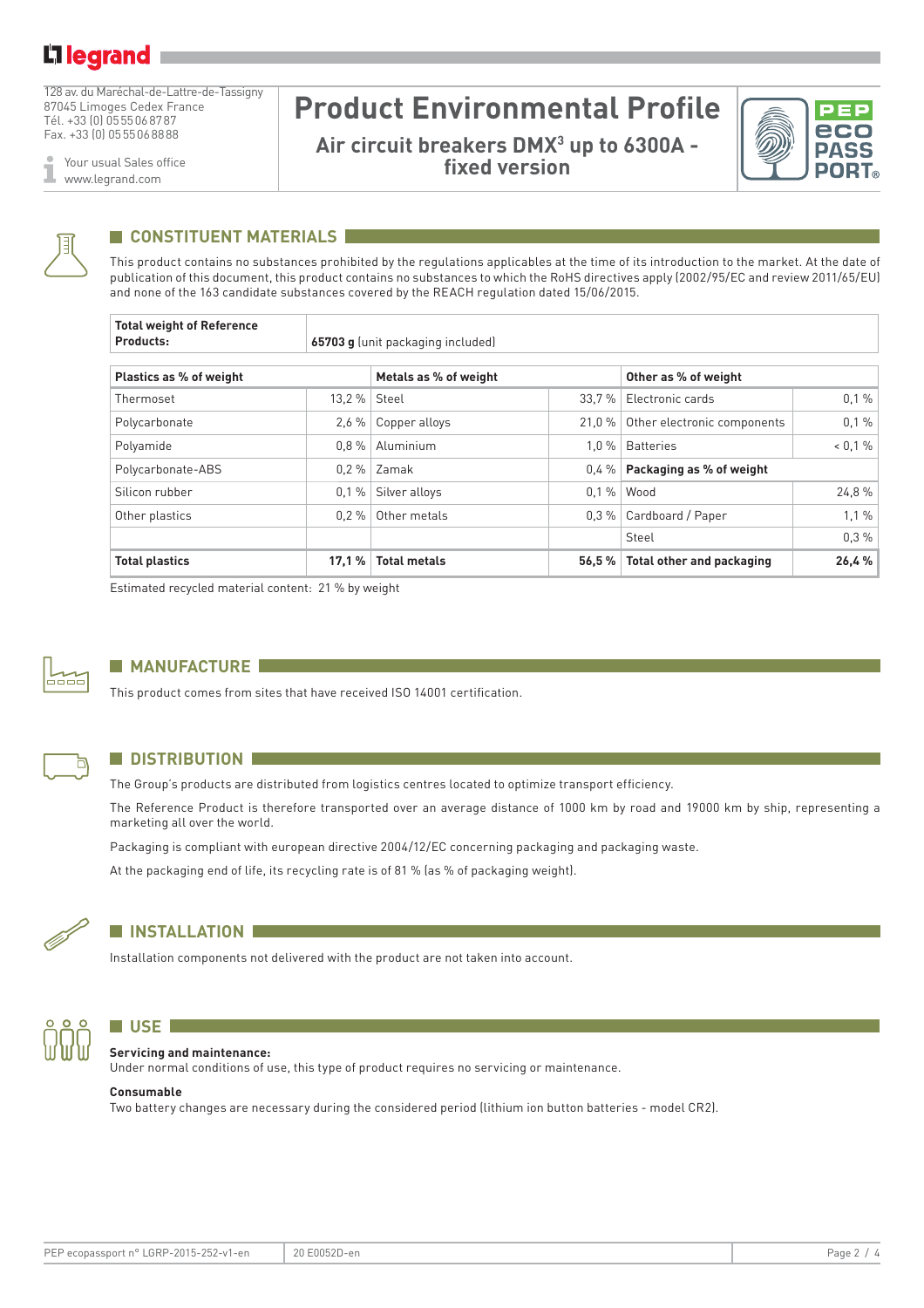128 av. du Maréchal-de-Lattre-de-Tassigny
87045 Limoges Cedex France
Tél. +33 (0) 05 55 06 87 87
Fax. +33 (0) 05 55 06 88 88

Your usual Sales office
www.legrand.com

# Product Environmental Profile

## Air circuit breakers DMX³ up to 6300A - fixed version

## CONSTITUENT MATERIALS

This product contains no substances prohibited by the regulations applicables at the time of its introduction to the market. At the date of publication of this document, this product contains no substances to which the RoHS directives apply (2002/95/EC and review 2011/65/EU) and none of the 163 candidate substances covered by the REACH regulation dated 15/06/2015.

| | |
|---|---|
| **Total weight of Reference Products:** | **65703 g** (unit packaging included) |

| Plastics as % of weight | | Metals as % of weight | | Other as % of weight | |
|---|---|---|---|---|---|
| Thermoset | 13,2 % | Steel | 33,7 % | Electronic cards | 0,1 % |
| Polycarbonate | 2,6 % | Copper alloys | 21,0 % | Other electronic components | 0,1 % |
| Polyamide | 0,8 % | Aluminium | 1,0 % | Batteries | < 0,1 % |
| Polycarbonate-ABS | 0,2 % | Zamak | 0,4 % | **Packaging as % of weight** | |
| Silicon rubber | 0,1 % | Silver alloys | 0,1 % | Wood | 24,8 % |
| Other plastics | 0,2 % | Other metals | 0,3 % | Cardboard / Paper | 1,1 % |
| | | | | Steel | 0,3 % |
| **Total plastics** | **17,1 %** | **Total metals** | **56,5 %** | **Total other and packaging** | **26,4 %** |

Estimated recycled material content: 21 % by weight

## MANUFACTURE

This product comes from sites that have received ISO 14001 certification.

## DISTRIBUTION

The Group's products are distributed from logistics centres located to optimize transport efficiency.

The Reference Product is therefore transported over an average distance of 1000 km by road and 19000 km by ship, representing a marketing all over the world.

Packaging is compliant with european directive 2004/12/EC concerning packaging and packaging waste.

At the packaging end of life, its recycling rate is of 81 % (as % of packaging weight).

## INSTALLATION

Installation components not delivered with the product are not taken into account.

## USE

**Servicing and maintenance:**
Under normal conditions of use, this type of product requires no servicing or maintenance.

**Consumable**
Two battery changes are necessary during the considered period (lithium ion button batteries - model CR2).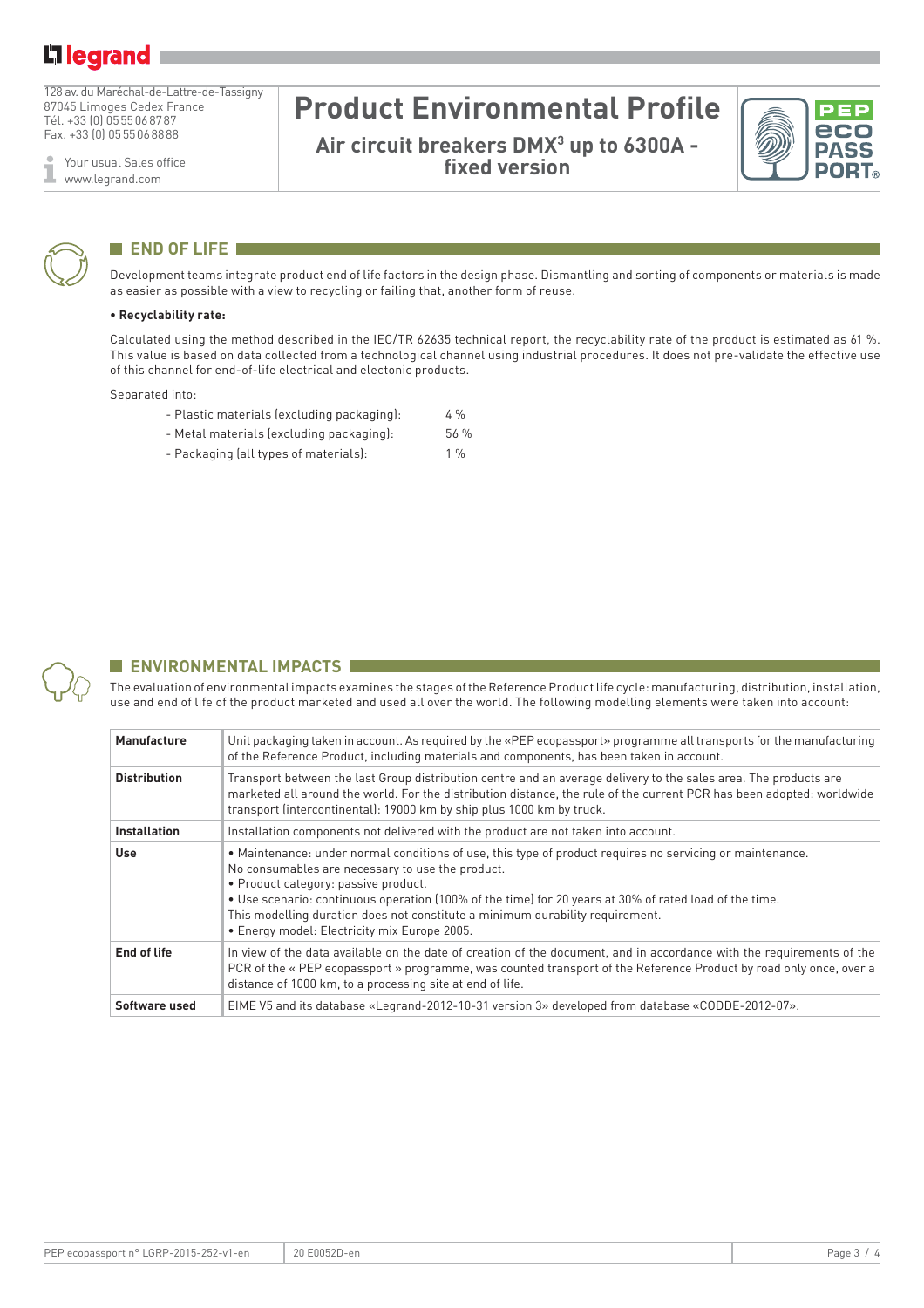## END OF LIFE

Development teams integrate product end of life factors in the design phase. Dismantling and sorting of components or materials is made as easier as possible with a view to recycling or failing that, another form of reuse.

**• Recyclability rate:**

Calculated using the method described in the IEC/TR 62635 technical report, the recyclability rate of the product is estimated as 61 %. This value is based on data collected from a technological channel using industrial procedures. It does not pre-validate the effective use of this channel for end-of-life electrical and electonic products.

Separated into:

- Plastic materials (excluding packaging): 4 %
- Metal materials (excluding packaging): 56 %
- Packaging (all types of materials): 1 %

## ENVIRONMENTAL IMPACTS

The evaluation of environmental impacts examines the stages of the Reference Product life cycle: manufacturing, distribution, installation, use and end of life of the product marketed and used all over the world. The following modelling elements were taken into account:

| | |
|---|---|
| **Manufacture** | Unit packaging taken in account. As required by the «PEP ecopassport» programme all transports for the manufacturing of the Reference Product, including materials and components, has been taken in account. |
| **Distribution** | Transport between the last Group distribution centre and an average delivery to the sales area. The products are marketed all around the world. For the distribution distance, the rule of the current PCR has been adopted: worldwide transport (intercontinental): 19000 km by ship plus 1000 km by truck. |
| **Installation** | Installation components not delivered with the product are not taken into account. |
| **Use** | • Maintenance: under normal conditions of use, this type of product requires no servicing or maintenance. No consumables are necessary to use the product. • Product category: passive product. • Use scenario: continuous operation (100% of the time) for 20 years at 30% of rated load of the time. This modelling duration does not constitute a minimum durability requirement. • Energy model: Electricity mix Europe 2005. |
| **End of life** | In view of the data available on the date of creation of the document, and in accordance with the requirements of the PCR of the « PEP ecopassport » programme, was counted transport of the Reference Product by road only once, over a distance of 1000 km, to a processing site at end of life. |
| **Software used** | EIME V5 and its database «Legrand-2012-10-31 version 3» developed from database «CODDE-2012-07». |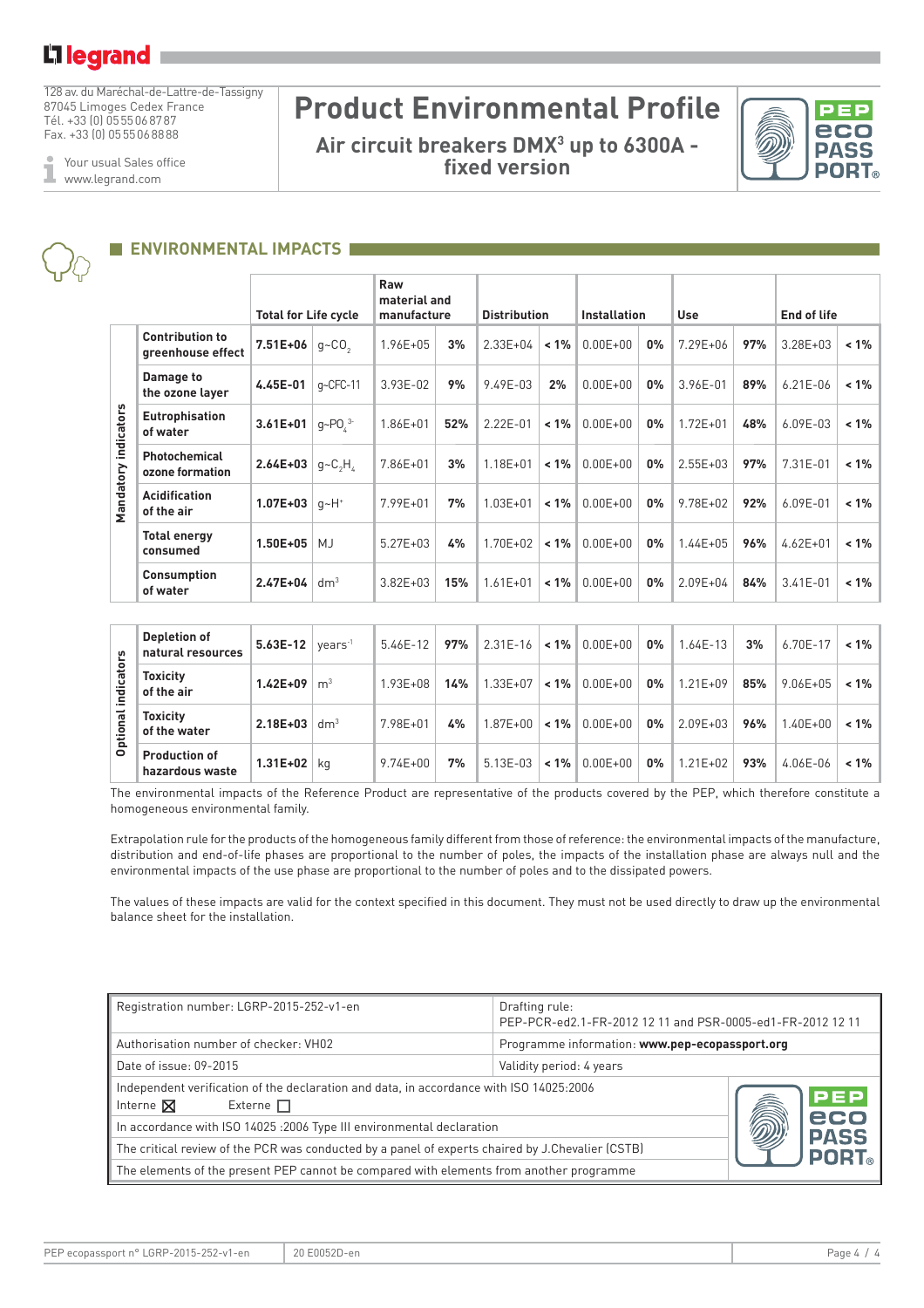128 av. du Maréchal-de-Lattre-de-Tassigny
87045 Limoges Cedex France
Tél. +33 (0) 05 55 06 87 87
Fax. +33 (0) 05 55 06 88 88

Your usual Sales office
www.legrand.com

# Product Environmental Profile

## Air circuit breakers DMX³ up to 6300A - fixed version

## ENVIRONMENTAL IMPACTS

| | | Total for Life cycle | | Raw material and manufacture | | Distribution | | Installation | | Use | | End of life | |
|---|---|---|---|---|---|---|---|---|---|---|---|---|---|
| Mandatory indicators | Contribution to greenhouse effect | **7.51E+06** | g~$CO_2$ | 1.96E+05 | **3%** | 2.33E+04 | **< 1%** | 0.00E+00 | **0%** | 7.29E+06 | **97%** | 3.28E+03 | **< 1%** |
| | Damage to the ozone layer | **4.45E-01** | g~CFC-11 | 3.93E-02 | **9%** | 9.49E-03 | **2%** | 0.00E+00 | **0%** | 3.96E-01 | **89%** | 6.21E-06 | **< 1%** |
| | Eutrophisation of water | **3.61E+01** | g~$PO_4^{3-}$ | 1.86E+01 | **52%** | 2.22E-01 | **< 1%** | 0.00E+00 | **0%** | 1.72E+01 | **48%** | 6.09E-03 | **< 1%** |
| | Photochemical ozone formation | **2.64E+03** | g~$C_2H_4$ | 7.86E+01 | **3%** | 1.18E+01 | **< 1%** | 0.00E+00 | **0%** | 2.55E+03 | **97%** | 7.31E-01 | **< 1%** |
| | Acidification of the air | **1.07E+03** | g~$H^+$ | 7.99E+01 | **7%** | 1.03E+01 | **< 1%** | 0.00E+00 | **0%** | 9.78E+02 | **92%** | 6.09E-01 | **< 1%** |
| | Total energy consumed | **1.50E+05** | MJ | 5.27E+03 | **4%** | 1.70E+02 | **< 1%** | 0.00E+00 | **0%** | 1.44E+05 | **96%** | 4.62E+01 | **< 1%** |
| | Consumption of water | **2.47E+04** | $dm^3$ | 3.82E+03 | **15%** | 1.61E+01 | **< 1%** | 0.00E+00 | **0%** | 2.09E+04 | **84%** | 3.41E-01 | **< 1%** |
| Optional indicators | Depletion of natural resources | **5.63E-12** | $years^{-1}$ | 5.46E-12 | **97%** | 2.31E-16 | **< 1%** | 0.00E+00 | **0%** | 1.64E-13 | **3%** | 6.70E-17 | **< 1%** |
| | Toxicity of the air | **1.42E+09** | $m^3$ | 1.93E+08 | **14%** | 1.33E+07 | **< 1%** | 0.00E+00 | **0%** | 1.21E+09 | **85%** | 9.06E+05 | **< 1%** |
| | Toxicity of the water | **2.18E+03** | $dm^3$ | 7.98E+01 | **4%** | 1.87E+00 | **< 1%** | 0.00E+00 | **0%** | 2.09E+03 | **96%** | 1.40E+00 | **< 1%** |
| | Production of hazardous waste | **1.31E+02** | kg | 9.74E+00 | **7%** | 5.13E-03 | **< 1%** | 0.00E+00 | **0%** | 1.21E+02 | **93%** | 4.06E-06 | **< 1%** |

The environmental impacts of the Reference Product are representative of the products covered by the PEP, which therefore constitute a homogeneous environmental family.

Extrapolation rule for the products of the homogeneous family different from those of reference: the environmental impacts of the manufacture, distribution and end-of-life phases are proportional to the number of poles, the impacts of the installation phase are always null and the environmental impacts of the use phase are proportional to the number of poles and to the dissipated powers.

The values of these impacts are valid for the context specified in this document. They must not be used directly to draw up the environmental balance sheet for the installation.

| | |
|---|---|
| Registration number: LGRP-2015-252-v1-en | Drafting rule: PEP-PCR-ed2.1-FR-2012 12 11 and PSR-0005-ed1-FR-2012 12 11 |
| Authorisation number of checker: VH02 | Programme information: **www.pep-ecopassport.org** |
| Date of issue: 09-2015 | Validity period: 4 years |
| Independent verification of the declaration and data, in accordance with ISO 14025:2006 Interne ☒ Externe ☐ | |
| In accordance with ISO 14025 :2006 Type III environmental declaration | |
| The critical review of the PCR was conducted by a panel of experts chaired by J.Chevalier (CSTB) | |
| The elements of the present PEP cannot be compared with elements from another programme | |

PEP ecopassport n° LGRP-2015-252-v1-en | 20 E0052D-en